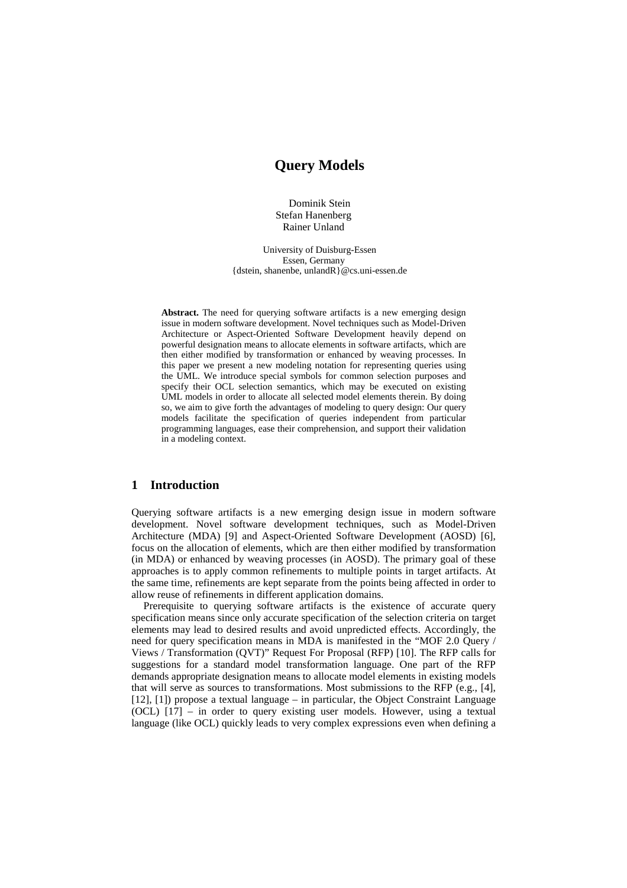# Query Models

Dominik Stein
Stefan Hanenberg
Rainer Unland

University of Duisburg-Essen
Essen, Germany
{dstein, shanenbe, unlandR}@cs.uni-essen.de

**Abstract.** The need for querying software artifacts is a new emerging design issue in modern software development. Novel techniques such as Model-Driven Architecture or Aspect-Oriented Software Development heavily depend on powerful designation means to allocate elements in software artifacts, which are then either modified by transformation or enhanced by weaving processes. In this paper we present a new modeling notation for representing queries using the UML. We introduce special symbols for common selection purposes and specify their OCL selection semantics, which may be executed on existing UML models in order to allocate all selected model elements therein. By doing so, we aim to give forth the advantages of modeling to query design: Our query models facilitate the specification of queries independent from particular programming languages, ease their comprehension, and support their validation in a modeling context.

## 1 Introduction

Querying software artifacts is a new emerging design issue in modern software development. Novel software development techniques, such as Model-Driven Architecture (MDA) [9] and Aspect-Oriented Software Development (AOSD) [6], focus on the allocation of elements, which are then either modified by transformation (in MDA) or enhanced by weaving processes (in AOSD). The primary goal of these approaches is to apply common refinements to multiple points in target artifacts. At the same time, refinements are kept separate from the points being affected in order to allow reuse of refinements in different application domains.

Prerequisite to querying software artifacts is the existence of accurate query specification means since only accurate specification of the selection criteria on target elements may lead to desired results and avoid unpredicted effects. Accordingly, the need for query specification means in MDA is manifested in the "MOF 2.0 Query / Views / Transformation (QVT)" Request For Proposal (RFP) [10]. The RFP calls for suggestions for a standard model transformation language. One part of the RFP demands appropriate designation means to allocate model elements in existing models that will serve as sources to transformations. Most submissions to the RFP (e.g., [4], [12], [1]) propose a textual language – in particular, the Object Constraint Language (OCL) [17] – in order to query existing user models. However, using a textual language (like OCL) quickly leads to very complex expressions even when defining a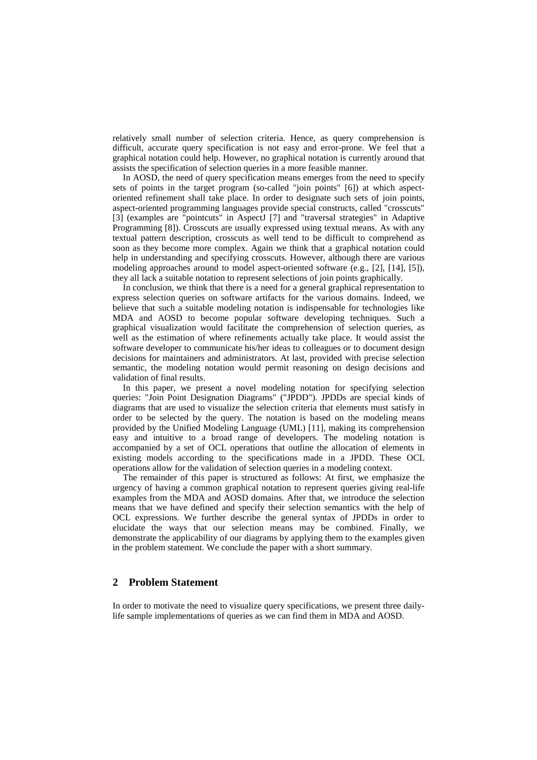relatively small number of selection criteria. Hence, as query comprehension is difficult, accurate query specification is not easy and error-prone. We feel that a graphical notation could help. However, no graphical notation is currently around that assists the specification of selection queries in a more feasible manner.

In AOSD, the need of query specification means emerges from the need to specify sets of points in the target program (so-called "join points" [6]) at which aspect-oriented refinement shall take place. In order to designate such sets of join points, aspect-oriented programming languages provide special constructs, called "crosscuts" [3] (examples are "pointcuts" in AspectJ [7] and "traversal strategies" in Adaptive Programming [8]). Crosscuts are usually expressed using textual means. As with any textual pattern description, crosscuts as well tend to be difficult to comprehend as soon as they become more complex. Again we think that a graphical notation could help in understanding and specifying crosscuts. However, although there are various modeling approaches around to model aspect-oriented software (e.g., [2], [14], [5]), they all lack a suitable notation to represent selections of join points graphically.

In conclusion, we think that there is a need for a general graphical representation to express selection queries on software artifacts for the various domains. Indeed, we believe that such a suitable modeling notation is indispensable for technologies like MDA and AOSD to become popular software developing techniques. Such a graphical visualization would facilitate the comprehension of selection queries, as well as the estimation of where refinements actually take place. It would assist the software developer to communicate his/her ideas to colleagues or to document design decisions for maintainers and administrators. At last, provided with precise selection semantic, the modeling notation would permit reasoning on design decisions and validation of final results.

In this paper, we present a novel modeling notation for specifying selection queries: "Join Point Designation Diagrams" ("JPDD"). JPDDs are special kinds of diagrams that are used to visualize the selection criteria that elements must satisfy in order to be selected by the query. The notation is based on the modeling means provided by the Unified Modeling Language (UML) [11], making its comprehension easy and intuitive to a broad range of developers. The modeling notation is accompanied by a set of OCL operations that outline the allocation of elements in existing models according to the specifications made in a JPDD. These OCL operations allow for the validation of selection queries in a modeling context.

The remainder of this paper is structured as follows: At first, we emphasize the urgency of having a common graphical notation to represent queries giving real-life examples from the MDA and AOSD domains. After that, we introduce the selection means that we have defined and specify their selection semantics with the help of OCL expressions. We further describe the general syntax of JPDDs in order to elucidate the ways that our selection means may be combined. Finally, we demonstrate the applicability of our diagrams by applying them to the examples given in the problem statement. We conclude the paper with a short summary.

## 2 Problem Statement

In order to motivate the need to visualize query specifications, we present three daily-life sample implementations of queries as we can find them in MDA and AOSD.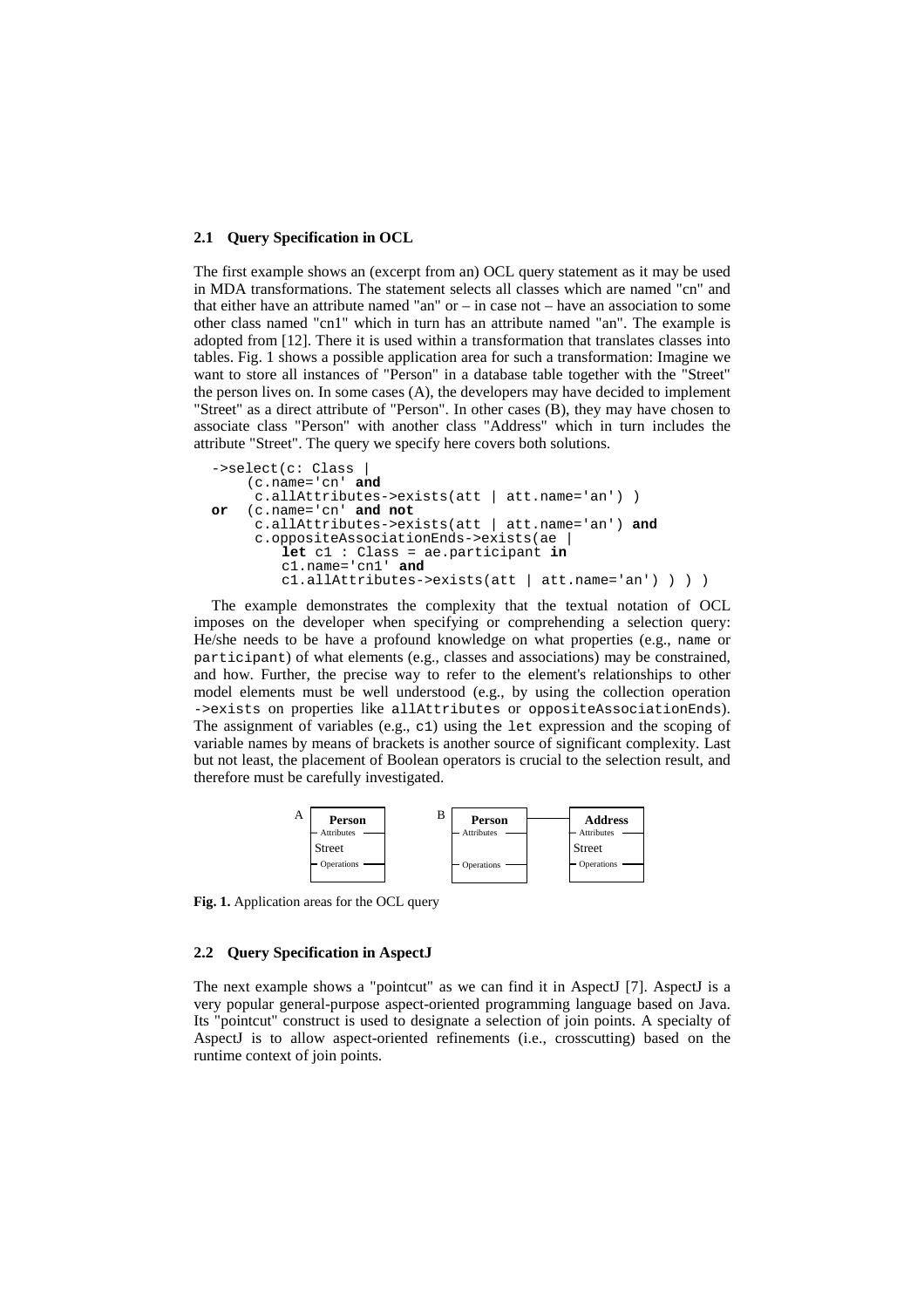### 2.1 Query Specification in OCL

The first example shows an (excerpt from an) OCL query statement as it may be used in MDA transformations. The statement selects all classes which are named "cn" and that either have an attribute named "an" or – in case not – have an association to some other class named "cn1" which in turn has an attribute named "an". The example is adopted from [12]. There it is used within a transformation that translates classes into tables. Fig. 1 shows a possible application area for such a transformation: Imagine we want to store all instances of "Person" in a database table together with the "Street" the person lives on. In some cases (A), the developers may have decided to implement "Street" as a direct attribute of "Person". In other cases (B), they may have chosen to associate class "Person" with another class "Address" which in turn includes the attribute "Street". The query we specify here covers both solutions.

```
->select(c: Class |
     (c.name='cn' and
      c.allAttributes->exists(att | att.name='an') )
or   (c.name='cn' and not
      c.allAttributes->exists(att | att.name='an') and
      c.oppositeAssociationEnds->exists(ae |
         let c1 : Class = ae.participant in
         c1.name='cn1' and
         c1.allAttributes->exists(att | att.name='an') ) ) )
```

The example demonstrates the complexity that the textual notation of OCL imposes on the developer when specifying or comprehending a selection query: He/she needs to be have a profound knowledge on what properties (e.g., `name` or `participant`) of what elements (e.g., classes and associations) may be constrained, and how. Further, the precise way to refer to the element's relationships to other model elements must be well understood (e.g., by using the collection operation `->exists` on properties like `allAttributes` or `oppositeAssociationEnds`). The assignment of variables (e.g., `c1`) using the `let` expression and the scoping of variable names by means of brackets is another source of significant complexity. Last but not least, the placement of Boolean operators is crucial to the selection result, and therefore must be carefully investigated.

A
Person
Attributes
Street
Operations

B
Person
Attributes
Operations

Address
Attributes
Street
Operations

**Fig. 1.** Application areas for the OCL query

### 2.2 Query Specification in AspectJ

The next example shows a "pointcut" as we can find it in AspectJ [7]. AspectJ is a very popular general-purpose aspect-oriented programming language based on Java. Its "pointcut" construct is used to designate a selection of join points. A specialty of AspectJ is to allow aspect-oriented refinements (i.e., crosscutting) based on the runtime context of join points.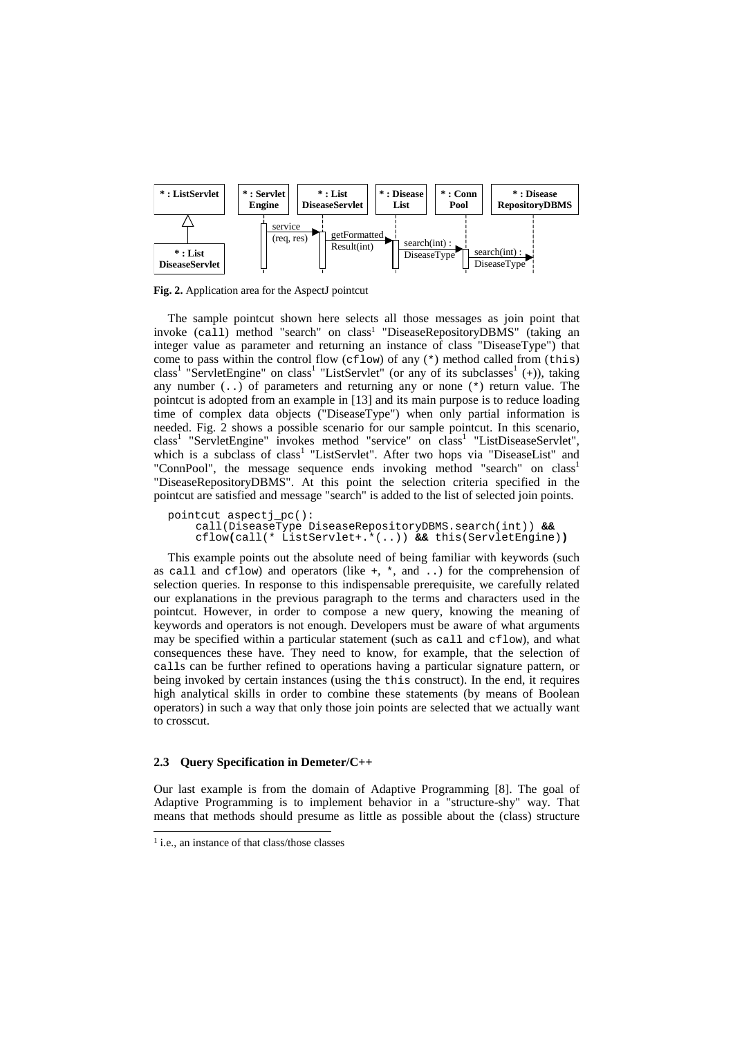**Fig. 2.** Application area for the AspectJ pointcut

The sample pointcut shown here selects all those messages as join point that invoke (`call`) method "search" on class[1] "DiseaseRepositoryDBMS" (taking an integer value as parameter and returning an instance of class "DiseaseType") that come to pass within the control flow (`cflow`) of any (`*`) method called from (`this`) class[1] "ServletEngine" on class[1] "ListServlet" (or any of its subclasses[1] (`+`)), taking any number (`..`) of parameters and returning any or none (`*`) return value. The pointcut is adopted from an example in [13] and its main purpose is to reduce loading time of complex data objects ("DiseaseType") when only partial information is needed. Fig. 2 shows a possible scenario for our sample pointcut. In this scenario, class[1] "ServletEngine" invokes method "service" on class[1] "ListDiseaseServlet", which is a subclass of class[1] "ListServlet". After two hops via "DiseaseList" and "ConnPool", the message sequence ends invoking method "search" on class[1] "DiseaseRepositoryDBMS". At this point the selection criteria specified in the pointcut are satisfied and message "search" is added to the list of selected join points.

```
pointcut aspectj_pc():
     call(DiseaseType DiseaseRepositoryDBMS.search(int)) &&
     cflow(call(* ListServlet+.*(..)) && this(ServletEngine))
```

This example points out the absolute need of being familiar with keywords (such as `call` and `cflow`) and operators (like `+`, `*`, and `..`) for the comprehension of selection queries. In response to this indispensable prerequisite, we carefully related our explanations in the previous paragraph to the terms and characters used in the pointcut. However, in order to compose a new query, knowing the meaning of keywords and operators is not enough. Developers must be aware of what arguments may be specified within a particular statement (such as `call` and `cflow`), and what consequences these have. They need to know, for example, that the selection of `call`s can be further refined to operations having a particular signature pattern, or being invoked by certain instances (using the `this` construct). In the end, it requires high analytical skills in order to combine these statements (by means of Boolean operators) in such a way that only those join points are selected that we actually want to crosscut.

### 2.3 Query Specification in Demeter/C++

Our last example is from the domain of Adaptive Programming [8]. The goal of Adaptive Programming is to implement behavior in a "structure-shy" way. That means that methods should presume as little as possible about the (class) structure

---

[1] i.e., an instance of that class/those classes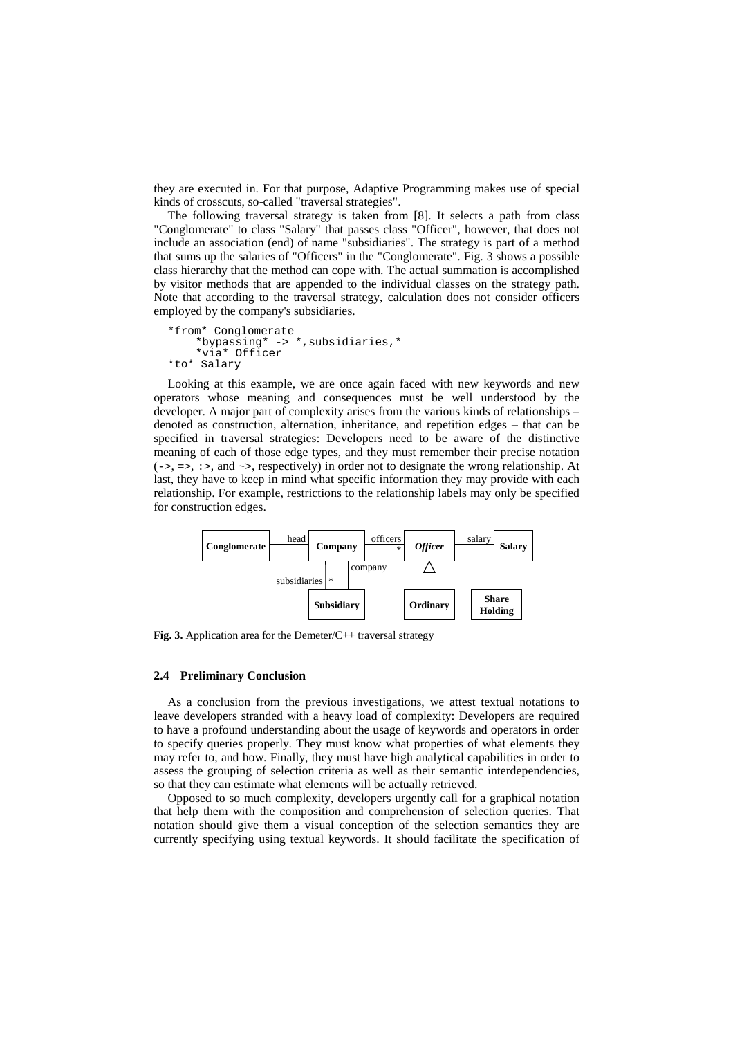they are executed in. For that purpose, Adaptive Programming makes use of special kinds of crosscuts, so-called "traversal strategies".

The following traversal strategy is taken from [8]. It selects a path from class "Conglomerate" to class "Salary" that passes class "Officer", however, that does not include an association (end) of name "subsidiaries". The strategy is part of a method that sums up the salaries of "Officers" in the "Conglomerate". Fig. 3 shows a possible class hierarchy that the method can cope with. The actual summation is accomplished by visitor methods that are appended to the individual classes on the strategy path. Note that according to the traversal strategy, calculation does not consider officers employed by the company's subsidiaries.

```
*from* Conglomerate
    *bypassing* -> *,subsidiaries,*
    *via* Officer
*to* Salary
```

Looking at this example, we are once again faced with new keywords and new operators whose meaning and consequences must be well understood by the developer. A major part of complexity arises from the various kinds of relationships – denoted as construction, alternation, inheritance, and repetition edges – that can be specified in traversal strategies: Developers need to be aware of the distinctive meaning of each of those edge types, and they must remember their precise notation (->, =>, :>, and ~>, respectively) in order not to designate the wrong relationship. At last, they have to keep in mind what specific information they may provide with each relationship. For example, restrictions to the relationship labels may only be specified for construction edges.

Conglomerate
head
Company
officers
*
Officer
salary
Salary
company
subsidiaries
*
Subsidiary
Ordinary
Share Holding

**Fig. 3.** Application area for the Demeter/C++ traversal strategy

### 2.4 Preliminary Conclusion

As a conclusion from the previous investigations, we attest textual notations to leave developers stranded with a heavy load of complexity: Developers are required to have a profound understanding about the usage of keywords and operators in order to specify queries properly. They must know what properties of what elements they may refer to, and how. Finally, they must have high analytical capabilities in order to assess the grouping of selection criteria as well as their semantic interdependencies, so that they can estimate what elements will be actually retrieved.

Opposed to so much complexity, developers urgently call for a graphical notation that help them with the composition and comprehension of selection queries. That notation should give them a visual conception of the selection semantics they are currently specifying using textual keywords. It should facilitate the specification of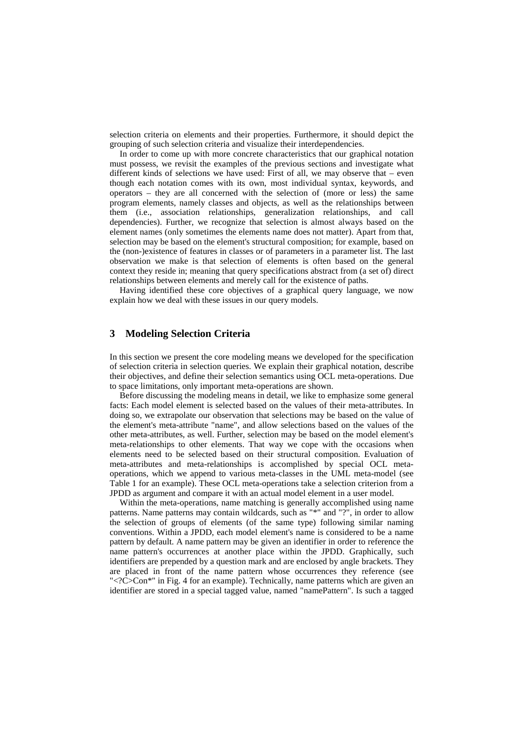selection criteria on elements and their properties. Furthermore, it should depict the grouping of such selection criteria and visualize their interdependencies.

In order to come up with more concrete characteristics that our graphical notation must possess, we revisit the examples of the previous sections and investigate what different kinds of selections we have used: First of all, we may observe that – even though each notation comes with its own, most individual syntax, keywords, and operators – they are all concerned with the selection of (more or less) the same program elements, namely classes and objects, as well as the relationships between them (i.e., association relationships, generalization relationships, and call dependencies). Further, we recognize that selection is almost always based on the element names (only sometimes the elements name does not matter). Apart from that, selection may be based on the element's structural composition; for example, based on the (non-)existence of features in classes or of parameters in a parameter list. The last observation we make is that selection of elements is often based on the general context they reside in; meaning that query specifications abstract from (a set of) direct relationships between elements and merely call for the existence of paths.

Having identified these core objectives of a graphical query language, we now explain how we deal with these issues in our query models.

## 3 Modeling Selection Criteria

In this section we present the core modeling means we developed for the specification of selection criteria in selection queries. We explain their graphical notation, describe their objectives, and define their selection semantics using OCL meta-operations. Due to space limitations, only important meta-operations are shown.

Before discussing the modeling means in detail, we like to emphasize some general facts: Each model element is selected based on the values of their meta-attributes. In doing so, we extrapolate our observation that selections may be based on the value of the element's meta-attribute "name", and allow selections based on the values of the other meta-attributes, as well. Further, selection may be based on the model element's meta-relationships to other elements. That way we cope with the occasions when elements need to be selected based on their structural composition. Evaluation of meta-attributes and meta-relationships is accomplished by special OCL meta-operations, which we append to various meta-classes in the UML meta-model (see Table 1 for an example). These OCL meta-operations take a selection criterion from a JPDD as argument and compare it with an actual model element in a user model.

Within the meta-operations, name matching is generally accomplished using name patterns. Name patterns may contain wildcards, such as "*" and "?", in order to allow the selection of groups of elements (of the same type) following similar naming conventions. Within a JPDD, each model element's name is considered to be a name pattern by default. A name pattern may be given an identifier in order to reference the name pattern's occurrences at another place within the JPDD. Graphically, such identifiers are prepended by a question mark and are enclosed by angle brackets. They are placed in front of the name pattern whose occurrences they reference (see "<?C>Con*" in Fig. 4 for an example). Technically, name patterns which are given an identifier are stored in a special tagged value, named "namePattern". Is such a tagged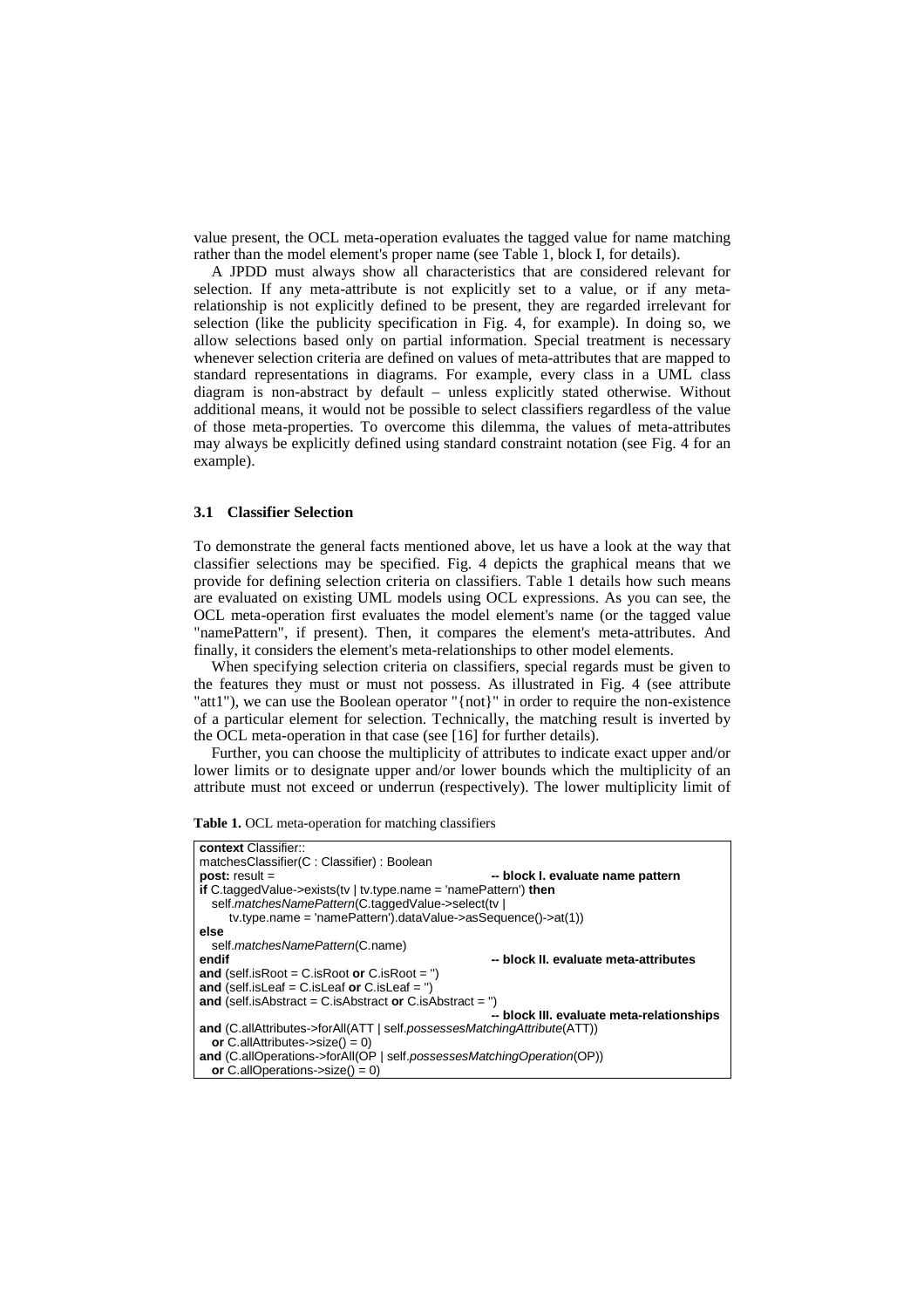value present, the OCL meta-operation evaluates the tagged value for name matching rather than the model element's proper name (see Table 1, block I, for details).

A JPDD must always show all characteristics that are considered relevant for selection. If any meta-attribute is not explicitly set to a value, or if any meta-relationship is not explicitly defined to be present, they are regarded irrelevant for selection (like the publicity specification in Fig. 4, for example). In doing so, we allow selections based only on partial information. Special treatment is necessary whenever selection criteria are defined on values of meta-attributes that are mapped to standard representations in diagrams. For example, every class in a UML class diagram is non-abstract by default – unless explicitly stated otherwise. Without additional means, it would not be possible to select classifiers regardless of the value of those meta-properties. To overcome this dilemma, the values of meta-attributes may always be explicitly defined using standard constraint notation (see Fig. 4 for an example).

### 3.1 Classifier Selection

To demonstrate the general facts mentioned above, let us have a look at the way that classifier selections may be specified. Fig. 4 depicts the graphical means that we provide for defining selection criteria on classifiers. Table 1 details how such means are evaluated on existing UML models using OCL expressions. As you can see, the OCL meta-operation first evaluates the model element's name (or the tagged value "namePattern", if present). Then, it compares the element's meta-attributes. And finally, it considers the element's meta-relationships to other model elements.

When specifying selection criteria on classifiers, special regards must be given to the features they must or must not possess. As illustrated in Fig. 4 (see attribute "att1"), we can use the Boolean operator "{not}" in order to require the non-existence of a particular element for selection. Technically, the matching result is inverted by the OCL meta-operation in that case (see [16] for further details).

Further, you can choose the multiplicity of attributes to indicate exact upper and/or lower limits or to designate upper and/or lower bounds which the multiplicity of an attribute must not exceed or underrun (respectively). The lower multiplicity limit of

**Table 1.** OCL meta-operation for matching classifiers

```
context Classifier::
matchesClassifier(C : Classifier) : Boolean
post: result =                                          -- block I. evaluate name pattern
if C.taggedValue->exists(tv | tv.type.name = 'namePattern') then
  self.matchesNamePattern(C.taggedValue->select(tv |
     tv.type.name = 'namePattern').dataValue->asSequence()->at(1))
else
  self.matchesNamePattern(C.name)
endif                                                   -- block II. evaluate meta-attributes
and (self.isRoot = C.isRoot or C.isRoot = '')
and (self.isLeaf = C.isLeaf or C.isLeaf = '')
and (self.isAbstract = C.isAbstract or C.isAbstract = '')
                                                        -- block III. evaluate meta-relationships
and (C.allAttributes->forAll(ATT | self.possessesMatchingAttribute(ATT))
  or C.allAttributes->size() = 0)
and (C.allOperations->forAll(OP | self.possessesMatchingOperation(OP))
  or C.allOperations->size() = 0)
```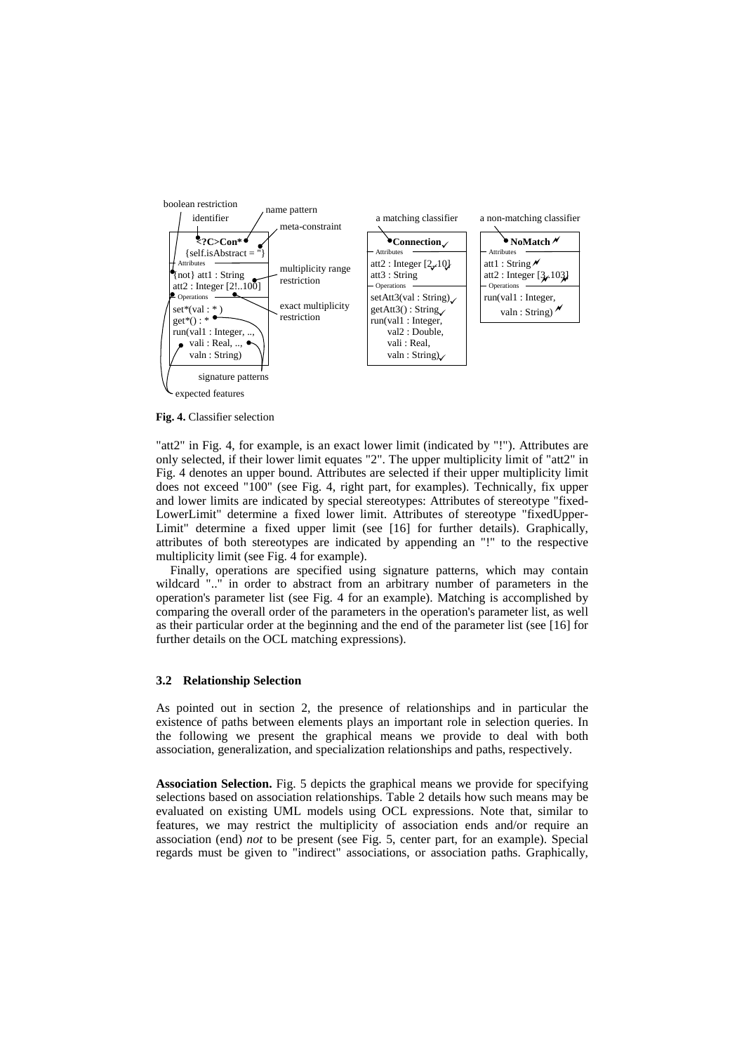**Fig. 4.** Classifier selection

"att2" in Fig. 4, for example, is an exact lower limit (indicated by "!"). Attributes are only selected, if their lower limit equates "2". The upper multiplicity limit of "att2" in Fig. 4 denotes an upper bound. Attributes are selected if their upper multiplicity limit does not exceed "100" (see Fig. 4, right part, for examples). Technically, fix upper and lower limits are indicated by special stereotypes: Attributes of stereotype "fixed-LowerLimit" determine a fixed lower limit. Attributes of stereotype "fixedUpper-Limit" determine a fixed upper limit (see [16] for further details). Graphically, attributes of both stereotypes are indicated by appending an "!" to the respective multiplicity limit (see Fig. 4 for example).

Finally, operations are specified using signature patterns, which may contain wildcard ".." in order to abstract from an arbitrary number of parameters in the operation's parameter list (see Fig. 4 for an example). Matching is accomplished by comparing the overall order of the parameters in the operation's parameter list, as well as their particular order at the beginning and the end of the parameter list (see [16] for further details on the OCL matching expressions).

### 3.2 Relationship Selection

As pointed out in section 2, the presence of relationships and in particular the existence of paths between elements plays an important role in selection queries. In the following we present the graphical means we provide to deal with both association, generalization, and specialization relationships and paths, respectively.

**Association Selection.** Fig. 5 depicts the graphical means we provide for specifying selections based on association relationships. Table 2 details how such means may be evaluated on existing UML models using OCL expressions. Note that, similar to features, we may restrict the multiplicity of association ends and/or require an association (end) *not* to be present (see Fig. 5, center part, for an example). Special regards must be given to "indirect" associations, or association paths. Graphically,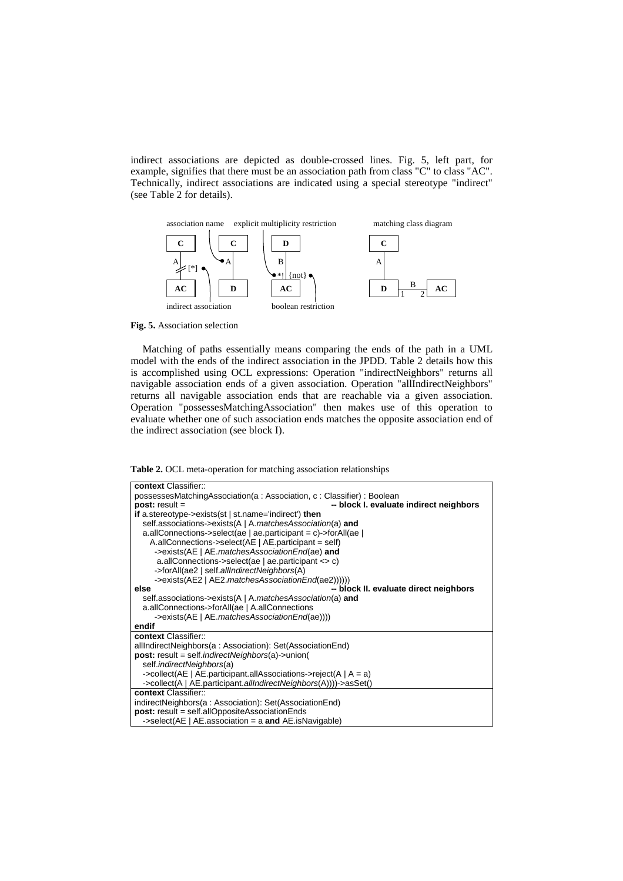indirect associations are depicted as double-crossed lines. Fig. 5, left part, for example, signifies that there must be an association path from class "C" to class "AC". Technically, indirect associations are indicated using a special stereotype "indirect" (see Table 2 for details).

**Fig. 5.** Association selection

Matching of paths essentially means comparing the ends of the path in a UML model with the ends of the indirect association in the JPDD. Table 2 details how this is accomplished using OCL expressions: Operation "indirectNeighbors" returns all navigable association ends of a given association. Operation "allIndirectNeighbors" returns all navigable association ends that are reachable via a given association. Operation "possessesMatchingAssociation" then makes use of this operation to evaluate whether one of such association ends matches the opposite association end of the indirect association (see block I).

**Table 2.** OCL meta-operation for matching association relationships

```
context Classifier::
possessesMatchingAssociation(a : Association, c : Classifier) : Boolean
post: result =                                  -- block I. evaluate indirect neighbors
if a.stereotype->exists(st | st.name='indirect') then
   self.associations->exists(A | A.matchesAssociation(a) and
   a.allConnections->select(ae | ae.participant = c)->forAll(ae |
     A.allConnections->select(AE | AE.participant = self)
       ->exists(AE | AE.matchesAssociationEnd(ae) and
        a.allConnections->select(ae | ae.participant <> c)
       ->forAll(ae2 | self.allIndirectNeighbors(A)
       ->exists(AE2 | AE2.matchesAssociationEnd(ae2))))))
else                                            -- block II. evaluate direct neighbors
   self.associations->exists(A | A.matchesAssociation(a) and
   a.allConnections->forAll(ae | A.allConnections
       ->exists(AE | AE.matchesAssociationEnd(ae))))
endif
```

```
context Classifier::
allIndirectNeighbors(a : Association): Set(AssociationEnd)
post: result = self.indirectNeighbors(a)->union(
   self.indirectNeighbors(a)
   ->collect(AE | AE.participant.allAssociations->reject(A | A = a)
   ->collect(A | AE.participant.allIndirectNeighbors(A))))->asSet()
```

```
context Classifier::
indirectNeighbors(a : Association): Set(AssociationEnd)
post: result = self.allOppositeAssociationEnds
   ->select(AE | AE.association = a and AE.isNavigable)
```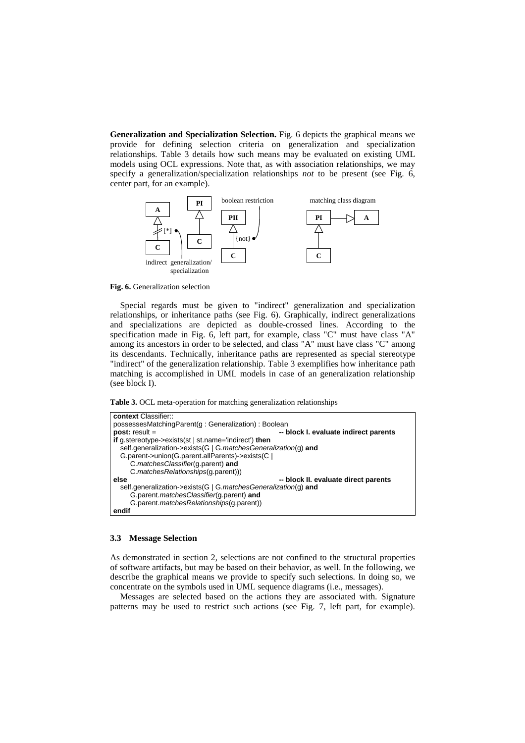**Generalization and Specialization Selection.** Fig. 6 depicts the graphical means we provide for defining selection criteria on generalization and specialization relationships. Table 3 details how such means may be evaluated on existing UML models using OCL expressions. Note that, as with association relationships, we may specify a generalization/specialization relationships *not* to be present (see Fig. 6, center part, for an example).

**Fig. 6.** Generalization selection

Special regards must be given to "indirect" generalization and specialization relationships, or inheritance paths (see Fig. 6). Graphically, indirect generalizations and specializations are depicted as double-crossed lines. According to the specification made in Fig. 6, left part, for example, class "C" must have class "A" among its ancestors in order to be selected, and class "A" must have class "C" among its descendants. Technically, inheritance paths are represented as special stereotype "indirect" of the generalization relationship. Table 3 exemplifies how inheritance path matching is accomplished in UML models in case of an generalization relationship (see block I).

**Table 3.** OCL meta-operation for matching generalization relationships

```
context Classifier::
possessesMatchingParent(g : Generalization) : Boolean
post: result =                                    -- block I. evaluate indirect parents
if g.stereotype->exists(st | st.name='indirect') then
   self.generalization->exists(G | G.matchesGeneralization(g) and
   G.parent->union(G.parent.allParents)->exists(C |
      C.matchesClassifier(g.parent) and
      C.matchesRelationships(g.parent)))
else                                              -- block II. evaluate direct parents
   self.generalization->exists(G | G.matchesGeneralization(g) and
      G.parent.matchesClassifier(g.parent) and
      G.parent.matchesRelationships(g.parent))
endif
```

### 3.3 Message Selection

As demonstrated in section 2, selections are not confined to the structural properties of software artifacts, but may be based on their behavior, as well. In the following, we describe the graphical means we provide to specify such selections. In doing so, we concentrate on the symbols used in UML sequence diagrams (i.e., messages).

Messages are selected based on the actions they are associated with. Signature patterns may be used to restrict such actions (see Fig. 7, left part, for example).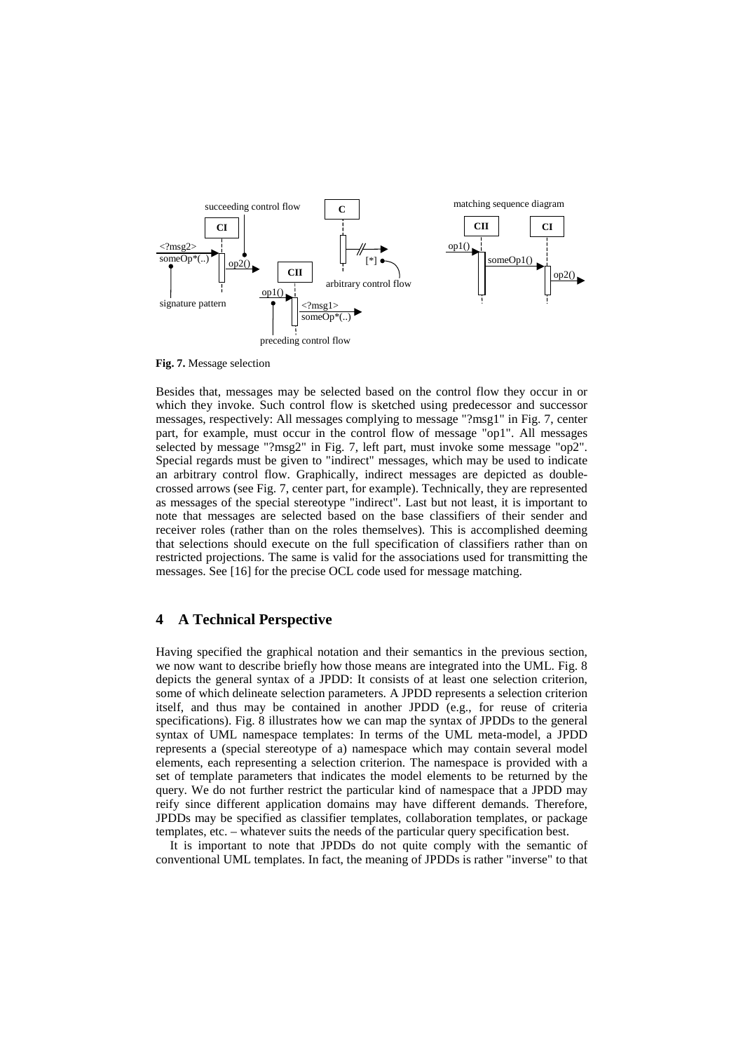succeeding control flow

CI

<?msg2>

someOp*(..)

op2()

signature pattern

C

[*]

arbitrary control flow

CII

op1()

<?msg1>

someOp*(..)

preceding control flow

matching sequence diagram

CII

CI

op1()

someOp1()

op2()

**Fig. 7.** Message selection

Besides that, messages may be selected based on the control flow they occur in or which they invoke. Such control flow is sketched using predecessor and successor messages, respectively: All messages complying to message "?msg1" in Fig. 7, center part, for example, must occur in the control flow of message "op1". All messages selected by message "?msg2" in Fig. 7, left part, must invoke some message "op2". Special regards must be given to "indirect" messages, which may be used to indicate an arbitrary control flow. Graphically, indirect messages are depicted as double-crossed arrows (see Fig. 7, center part, for example). Technically, they are represented as messages of the special stereotype "indirect". Last but not least, it is important to note that messages are selected based on the base classifiers of their sender and receiver roles (rather than on the roles themselves). This is accomplished deeming that selections should execute on the full specification of classifiers rather than on restricted projections. The same is valid for the associations used for transmitting the messages. See [16] for the precise OCL code used for message matching.

## 4 A Technical Perspective

Having specified the graphical notation and their semantics in the previous section, we now want to describe briefly how those means are integrated into the UML. Fig. 8 depicts the general syntax of a JPDD: It consists of at least one selection criterion, some of which delineate selection parameters. A JPDD represents a selection criterion itself, and thus may be contained in another JPDD (e.g., for reuse of criteria specifications). Fig. 8 illustrates how we can map the syntax of JPDDs to the general syntax of UML namespace templates: In terms of the UML meta-model, a JPDD represents a (special stereotype of a) namespace which may contain several model elements, each representing a selection criterion. The namespace is provided with a set of template parameters that indicates the model elements to be returned by the query. We do not further restrict the particular kind of namespace that a JPDD may reify since different application domains may have different demands. Therefore, JPDDs may be specified as classifier templates, collaboration templates, or package templates, etc. – whatever suits the needs of the particular query specification best.

It is important to note that JPDDs do not quite comply with the semantic of conventional UML templates. In fact, the meaning of JPDDs is rather "inverse" to that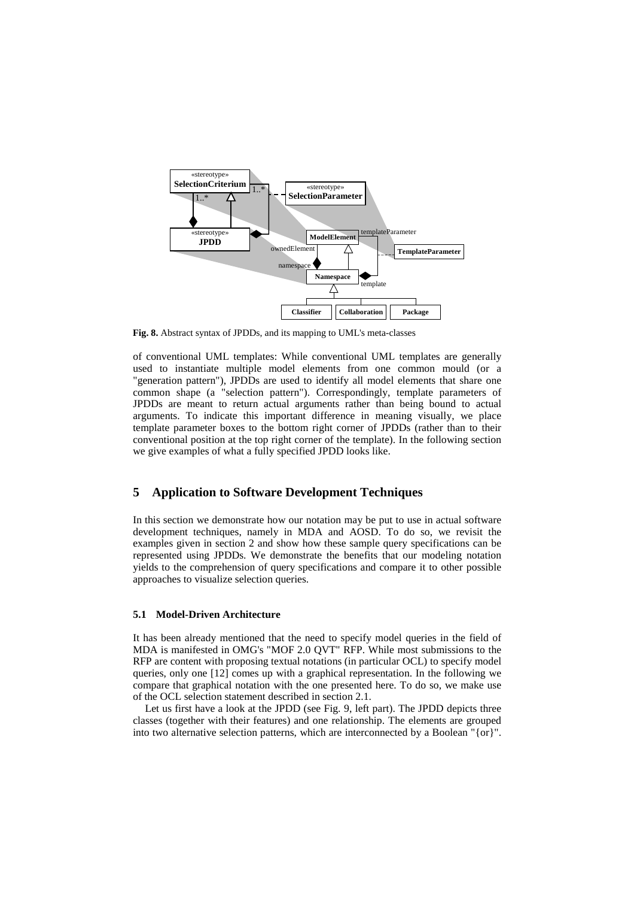**Fig. 8.** Abstract syntax of JPDDs, and its mapping to UML's meta-classes

of conventional UML templates: While conventional UML templates are generally used to instantiate multiple model elements from one common mould (or a "generation pattern"), JPDDs are used to identify all model elements that share one common shape (a "selection pattern"). Correspondingly, template parameters of JPDDs are meant to return actual arguments rather than being bound to actual arguments. To indicate this important difference in meaning visually, we place template parameter boxes to the bottom right corner of JPDDs (rather than to their conventional position at the top right corner of the template). In the following section we give examples of what a fully specified JPDD looks like.

## 5 Application to Software Development Techniques

In this section we demonstrate how our notation may be put to use in actual software development techniques, namely in MDA and AOSD. To do so, we revisit the examples given in section 2 and show how these sample query specifications can be represented using JPDDs. We demonstrate the benefits that our modeling notation yields to the comprehension of query specifications and compare it to other possible approaches to visualize selection queries.

### 5.1 Model-Driven Architecture

It has been already mentioned that the need to specify model queries in the field of MDA is manifested in OMG's "MOF 2.0 QVT" RFP. While most submissions to the RFP are content with proposing textual notations (in particular OCL) to specify model queries, only one [12] comes up with a graphical representation. In the following we compare that graphical notation with the one presented here. To do so, we make use of the OCL selection statement described in section 2.1.

Let us first have a look at the JPDD (see Fig. 9, left part). The JPDD depicts three classes (together with their features) and one relationship. The elements are grouped into two alternative selection patterns, which are interconnected by a Boolean "{or}".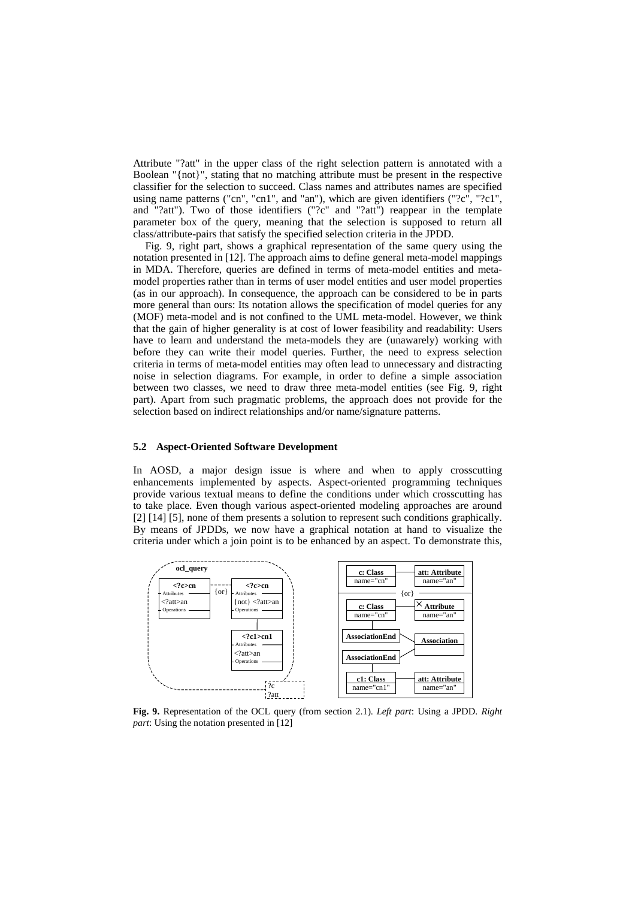Attribute "?att" in the upper class of the right selection pattern is annotated with a Boolean "{not}", stating that no matching attribute must be present in the respective classifier for the selection to succeed. Class names and attributes names are specified using name patterns ("cn", "cn1", and "an"), which are given identifiers ("?c", "?c1", and "?att"). Two of those identifiers ("?c" and "?att") reappear in the template parameter box of the query, meaning that the selection is supposed to return all class/attribute-pairs that satisfy the specified selection criteria in the JPDD.

Fig. 9, right part, shows a graphical representation of the same query using the notation presented in [12]. The approach aims to define general meta-model mappings in MDA. Therefore, queries are defined in terms of meta-model entities and meta-model properties rather than in terms of user model entities and user model properties (as in our approach). In consequence, the approach can be considered to be in parts more general than ours: Its notation allows the specification of model queries for any (MOF) meta-model and is not confined to the UML meta-model. However, we think that the gain of higher generality is at cost of lower feasibility and readability: Users have to learn and understand the meta-models they are (unawarely) working with before they can write their model queries. Further, the need to express selection criteria in terms of meta-model entities may often lead to unnecessary and distracting noise in selection diagrams. For example, in order to define a simple association between two classes, we need to draw three meta-model entities (see Fig. 9, right part). Apart from such pragmatic problems, the approach does not provide for the selection based on indirect relationships and/or name/signature patterns.

### 5.2 Aspect-Oriented Software Development

In AOSD, a major design issue is where and when to apply crosscutting enhancements implemented by aspects. Aspect-oriented programming techniques provide various textual means to define the conditions under which crosscutting has to take place. Even though various aspect-oriented modeling approaches are around [2] [14] [5], none of them presents a solution to represent such conditions graphically. By means of JPDDs, we now have a graphical notation at hand to visualize the criteria under which a join point is to be enhanced by an aspect. To demonstrate this,

**Fig. 9.** Representation of the OCL query (from section 2.1). *Left part*: Using a JPDD. *Right part*: Using the notation presented in [12]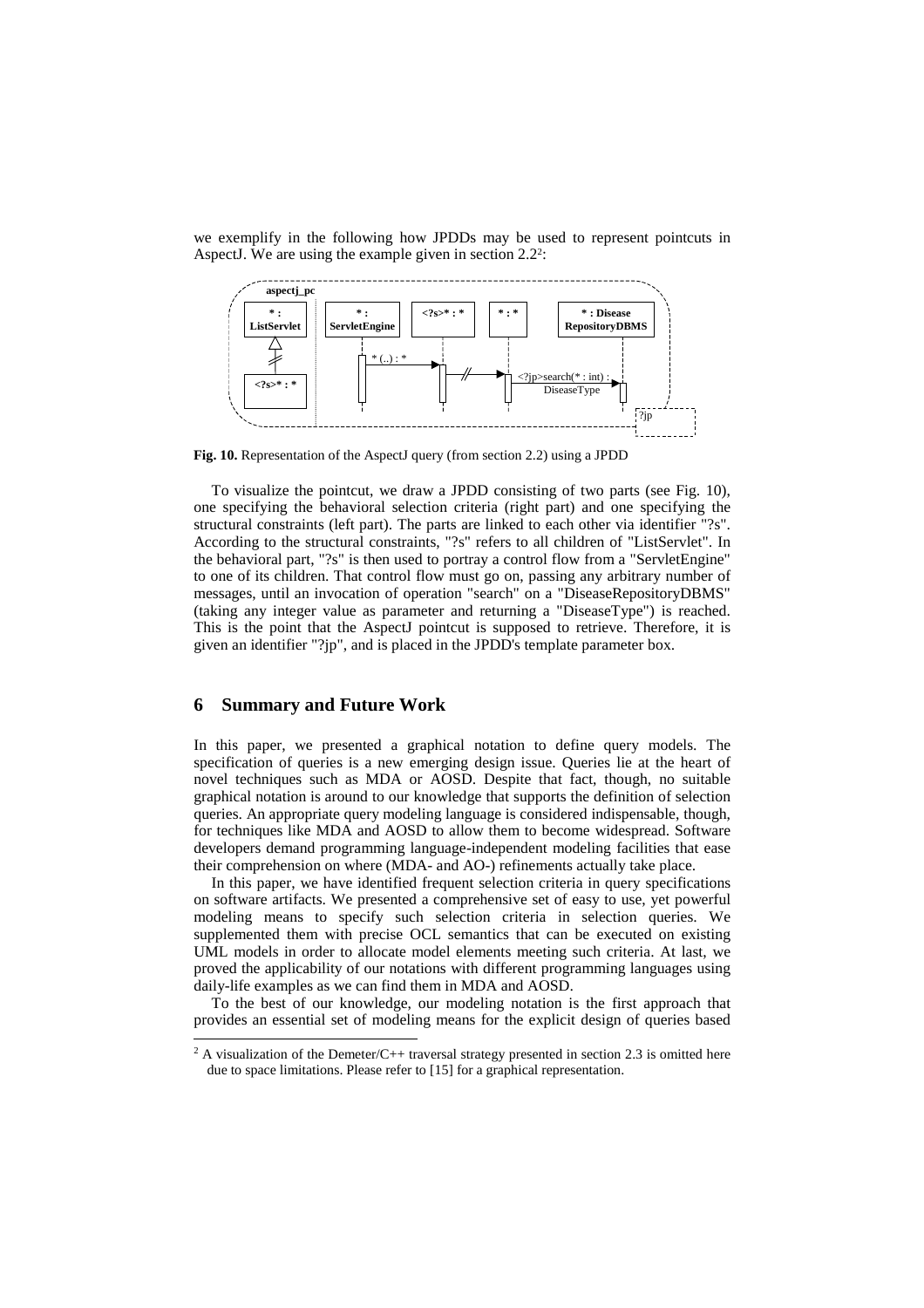we exemplify in the following how JPDDs may be used to represent pointcuts in AspectJ. We are using the example given in section 2.2[2]:

aspectj_pc

* : ListServlet

<?s>* : *

* : ServletEngine

* (..) : *

<?s>* : *

* : *

<?jp>search(* : int) : DiseaseType

* : Disease RepositoryDBMS

?jp

**Fig. 10.** Representation of the AspectJ query (from section 2.2) using a JPDD

To visualize the pointcut, we draw a JPDD consisting of two parts (see Fig. 10), one specifying the behavioral selection criteria (right part) and one specifying the structural constraints (left part). The parts are linked to each other via identifier "?s". According to the structural constraints, "?s" refers to all children of "ListServlet". In the behavioral part, "?s" is then used to portray a control flow from a "ServletEngine" to one of its children. That control flow must go on, passing any arbitrary number of messages, until an invocation of operation "search" on a "DiseaseRepositoryDBMS" (taking any integer value as parameter and returning a "DiseaseType") is reached. This is the point that the AspectJ pointcut is supposed to retrieve. Therefore, it is given an identifier "?jp", and is placed in the JPDD's template parameter box.

## 6 Summary and Future Work

In this paper, we presented a graphical notation to define query models. The specification of queries is a new emerging design issue. Queries lie at the heart of novel techniques such as MDA or AOSD. Despite that fact, though, no suitable graphical notation is around to our knowledge that supports the definition of selection queries. An appropriate query modeling language is considered indispensable, though, for techniques like MDA and AOSD to allow them to become widespread. Software developers demand programming language-independent modeling facilities that ease their comprehension on where (MDA- and AO-) refinements actually take place.

In this paper, we have identified frequent selection criteria in query specifications on software artifacts. We presented a comprehensive set of easy to use, yet powerful modeling means to specify such selection criteria in selection queries. We supplemented them with precise OCL semantics that can be executed on existing UML models in order to allocate model elements meeting such criteria. At last, we proved the applicability of our notations with different programming languages using daily-life examples as we can find them in MDA and AOSD.

To the best of our knowledge, our modeling notation is the first approach that provides an essential set of modeling means for the explicit design of queries based

[2] A visualization of the Demeter/C++ traversal strategy presented in section 2.3 is omitted here due to space limitations. Please refer to [15] for a graphical representation.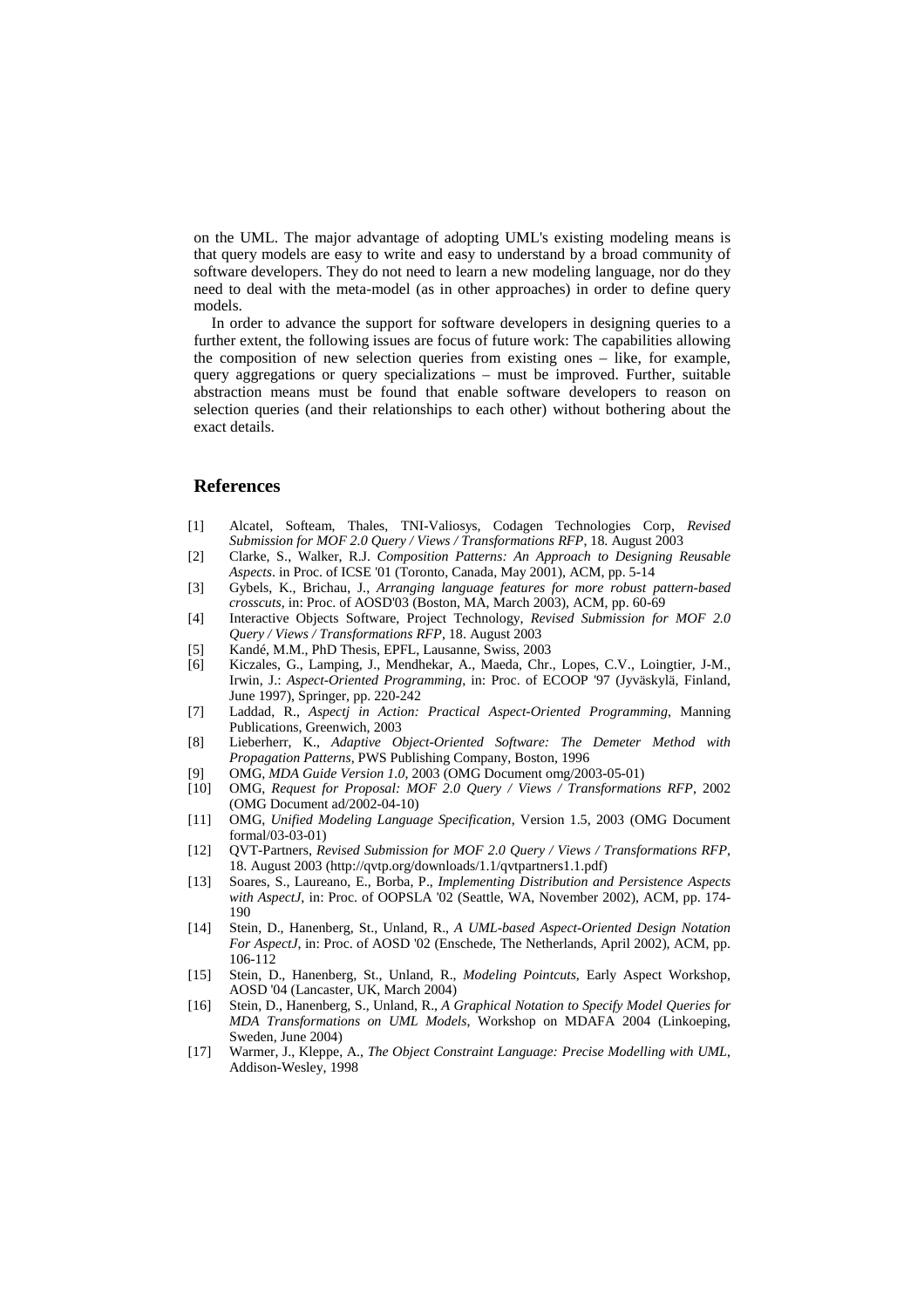on the UML. The major advantage of adopting UML's existing modeling means is that query models are easy to write and easy to understand by a broad community of software developers. They do not need to learn a new modeling language, nor do they need to deal with the meta-model (as in other approaches) in order to define query models.

In order to advance the support for software developers in designing queries to a further extent, the following issues are focus of future work: The capabilities allowing the composition of new selection queries from existing ones – like, for example, query aggregations or query specializations – must be improved. Further, suitable abstraction means must be found that enable software developers to reason on selection queries (and their relationships to each other) without bothering about the exact details.

## References

[1] Alcatel, Softeam, Thales, TNI-Valiosys, Codagen Technologies Corp, *Revised Submission for MOF 2.0 Query / Views / Transformations RFP*, 18. August 2003

[2] Clarke, S., Walker, R.J. *Composition Patterns: An Approach to Designing Reusable Aspects*. in Proc. of ICSE '01 (Toronto, Canada, May 2001), ACM, pp. 5-14

[3] Gybels, K., Brichau, J., *Arranging language features for more robust pattern-based crosscuts*, in: Proc. of AOSD'03 (Boston, MA, March 2003), ACM, pp. 60-69

[4] Interactive Objects Software, Project Technology, *Revised Submission for MOF 2.0 Query / Views / Transformations RFP*, 18. August 2003

[5] Kandé, M.M., PhD Thesis, EPFL, Lausanne, Swiss, 2003

[6] Kiczales, G., Lamping, J., Mendhekar, A., Maeda, Chr., Lopes, C.V., Loingtier, J-M., Irwin, J.: *Aspect-Oriented Programming*, in: Proc. of ECOOP '97 (Jyväskylä, Finland, June 1997), Springer, pp. 220-242

[7] Laddad, R., *Aspectj in Action: Practical Aspect-Oriented Programming*, Manning Publications, Greenwich, 2003

[8] Lieberherr, K., *Adaptive Object-Oriented Software: The Demeter Method with Propagation Patterns*, PWS Publishing Company, Boston, 1996

[9] OMG, *MDA Guide Version 1.0*, 2003 (OMG Document omg/2003-05-01)

[10] OMG, *Request for Proposal: MOF 2.0 Query / Views / Transformations RFP*, 2002 (OMG Document ad/2002-04-10)

[11] OMG, *Unified Modeling Language Specification*, Version 1.5, 2003 (OMG Document formal/03-03-01)

[12] QVT-Partners, *Revised Submission for MOF 2.0 Query / Views / Transformations RFP*, 18. August 2003 (http://qvtp.org/downloads/1.1/qvtpartners1.1.pdf)

[13] Soares, S., Laureano, E., Borba, P., *Implementing Distribution and Persistence Aspects with AspectJ*, in: Proc. of OOPSLA '02 (Seattle, WA, November 2002), ACM, pp. 174-190

[14] Stein, D., Hanenberg, St., Unland, R., *A UML-based Aspect-Oriented Design Notation For AspectJ*, in: Proc. of AOSD '02 (Enschede, The Netherlands, April 2002), ACM, pp. 106-112

[15] Stein, D., Hanenberg, St., Unland, R., *Modeling Pointcuts*, Early Aspect Workshop, AOSD '04 (Lancaster, UK, March 2004)

[16] Stein, D., Hanenberg, S., Unland, R., *A Graphical Notation to Specify Model Queries for MDA Transformations on UML Models*, Workshop on MDAFA 2004 (Linkoeping, Sweden, June 2004)

[17] Warmer, J., Kleppe, A., *The Object Constraint Language: Precise Modelling with UML*, Addison-Wesley, 1998